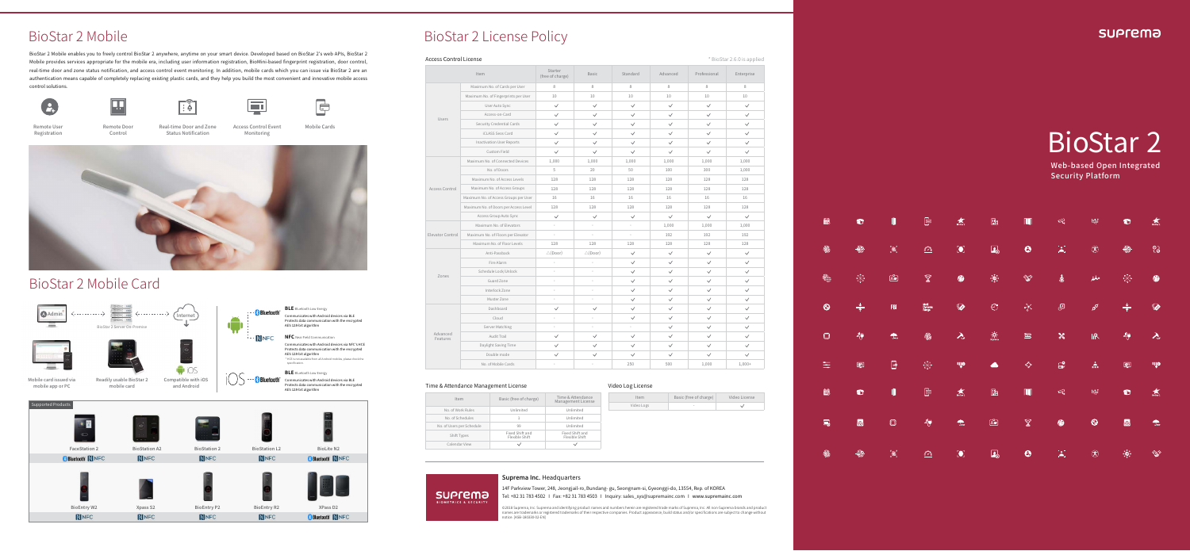# BioStar 2 Mobile

BioStar 2 Mobile enables you to freely control BioStar 2 anywhere, anytime on your smart device. Developed based on BioStar 2's web APIs, BioStar 2 Mobile provides services appropriate for the mobile era, including user information registration, BioMini-based fingerprint registration, door control, real-time door and zone status notification, and access control event monitoring. In addition, mobile cards which you can issue via BioStar 2 are an authentication means capable of completely replacing existing plastic cards, and they help you build the most convenient and innovative mobile access control solutions.

Remote User Registration

Remote Door Control

Real-time Door and Zone Status Notification

Access Control Event Monitoring

Mobile Cards

# BioStar 2 Mobile Card

Admin

BioStar 2 Server On-Premise

Internet

Mobile card issued via mobile app or PC

Readily usable BioStar 2 mobile card

Compatible with iOS and Android

**BLE** Bluetooth Low Energy

Communicates with Android devices via BLE
Protects data communication with the encrypted AES 128 bit algorithm

**NFC** Near Field Communication

Communicates with Android devices via NFC's HCE
Protects data communication with the encrypted AES 128 bit algorithm
* HCE is not available from all Android mobiles, please check the specification

**BLE** Bluetooth Low Energy

Communicates with Android devices via BLE
Protects data communication with the encrypted AES 128 bit algorithm

Supported Products

| FaceStation 2 | BioStation A2 | BioStation 2 | BioStation L2 | BioLite N2 |
|---|---|---|---|---|
| Bluetooth, NFC | NFC | NFC | NFC | Bluetooth, NFC |
| **BioEntry W2** | **Xpass S2** | **BioEntry P2** | **BioEntry R2** | **XPass D2** |
| NFC | NFC | NFC | NFC | Bluetooth, NFC |

# BioStar 2 License Policy

**Access Control License**

* BioStar 2.6.0 is applied

| Item | | Starter (free of charge) | Basic | Standard | Advanced | Professional | Enterprise |
|---|---|---|---|---|---|---|---|
| Users | Maximum No. of Cards per User | 8 | 8 | 8 | 8 | 8 | 8 |
| | Maximum No. of Fingerprints per User | 10 | 10 | 10 | 10 | 10 | 10 |
| | User Auto Sync | ✓ | ✓ | ✓ | ✓ | ✓ | ✓ |
| | Access-on-Card | ✓ | ✓ | ✓ | ✓ | ✓ | ✓ |
| | Security Credential Cards | ✓ | ✓ | ✓ | ✓ | ✓ | ✓ |
| | iCLASS Seos Card | ✓ | ✓ | ✓ | ✓ | ✓ | ✓ |
| | Inactivation User Reports | ✓ | ✓ | ✓ | ✓ | ✓ | ✓ |
| | Custom Field | ✓ | ✓ | ✓ | ✓ | ✓ | ✓ |
| Access Control | Maximum No. of Connected Devices | 1,000 | 1,000 | 1,000 | 1,000 | 1,000 | 1,000 |
| | No. of Doors | 5 | 20 | 50 | 100 | 300 | 1,000 |
| | Maximum No. of Access Levels | 128 | 128 | 128 | 128 | 128 | 128 |
| | Maximum No. of Access Groups | 128 | 128 | 128 | 128 | 128 | 128 |
| | Maximum No. of Access Groups per User | 16 | 16 | 16 | 16 | 16 | 16 |
| | Maximum No. of Doors per Access Level | 128 | 128 | 128 | 128 | 128 | 128 |
| | Access Group Auto Sync | ✓ | ✓ | ✓ | ✓ | ✓ | ✓ |
| Elevator Control | Maximum No. of Elevators | - | - | - | 1,000 | 1,000 | 1,000 |
| | Maximum No. of Floors per Elevator | | | | 192 | 192 | 192 |
| | Maximum No. of Floor Levels | 128 | 128 | 128 | 128 | 128 | 128 |
| Zones | Anti-Passback | △ (Door) | △ (Door) | ✓ | ✓ | ✓ | ✓ |
| | Fire Alarm | - | - | ✓ | ✓ | ✓ | ✓ |
| | Schedule Lock/Unlock | - | - | ✓ | ✓ | ✓ | ✓ |
| | Guard Zone | - | - | ✓ | ✓ | ✓ | ✓ |
| | Interlock Zone | - | - | ✓ | ✓ | ✓ | ✓ |
| | Muster Zone | - | - | ✓ | ✓ | ✓ | ✓ |
| Advanced Features | Dashboard | ✓ | ✓ | ✓ | ✓ | ✓ | ✓ |
| | Cloud | - | - | ✓ | ✓ | ✓ | ✓ |
| | Server Matching | - | - | - | ✓ | ✓ | ✓ |
| | Audit Trail | ✓ | ✓ | ✓ | ✓ | ✓ | ✓ |
| | Daylight Saving Time | ✓ | ✓ | ✓ | ✓ | ✓ | ✓ |
| | Double mode | ✓ | ✓ | ✓ | ✓ | ✓ | ✓ |
| | No. of Mobile Cards | - | - | 250 | 500 | 1,000 | 1,000+ |

**Time & Attendance Management License**

| Item | Basic (free of charge) | Time & Attendance Management License |
|---|---|---|
| No. of Work Rules | Unlimited | Unlimited |
| No. of Schedules | 1 | Unlimited |
| No. of Users per Schedule | 50 | Unlimited |
| Shift Types | Fixed Shift and Flexible Shift | Fixed Shift and Flexible Shift |
| Calendar View | ✓ | ✓ |

**Video Log License**

| Item | Basic (free of charge) | Video License |
|---|---|---|
| Video Logs | - | ✓ |

**Suprema Inc.** Headquarters

14F Parkview Tower, 248, Jeongjail-ro, Bundang-gu, Seongnam-si, Gyeonggi-do, 13554, Rep. of KOREA
Tel: +82 31 783 4502 I Fax: +82 31 783 4503 I Inquiry: sales_sys@supremainc.com I www.supremainc.com

©2018 Suprema Inc. Suprema and identifying product names and numbers herein are registered trade marks of Suprema, Inc. All non-Suprema brands and product names are trademarks or registered trademarks of their respective companies. Product appearance, build status and/or specifications are subject to change without notice. [KSW-1803B-02-EN]

# BioStar 2

**Web-based Open Integrated Security Platform**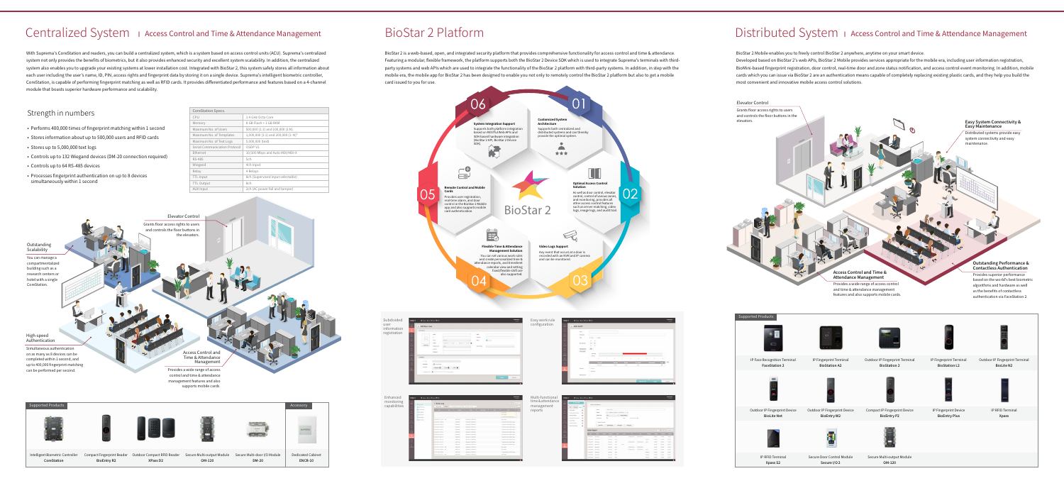# Centralized System | Access Control and Time & Attendance Management

With Suprema's CoreStation and readers, you can build a centralized system, which is a system based on access control units (ACU). Suprema's centralized system not only provides the benefits of biometrics, but it also provides enhanced security and excellent system scalability. In addition, the centralized system also enables you to upgrade your existing systems at lower installation cost. Integrated with BioStar 2, this system safely stores all information about each user including the user's name, ID, PIN, access rights and fingerprint data by storing it on a single device. Suprema's intelligent biometric controller, CoreStation, is capable of performing fingerprint matching as well as RFID cards. It provides differentiated performance and features based on a 4-channel module that boasts superior hardware performance and scalability.

## Strength in numbers

- Performs 400,000 times of fingerprint matching within 1 second
- Stores information about up to 500,000 users and RFID cards
- Stores up to 5,000,000 text logs
- Controls up to 132 Wiegand devices (DM-20 connection required)
- Controls up to 64 RS-485 devices
- Processes fingerprint authentication on up to 8 devices simultaneously within 1 second

| CoreStation Specs. | |
|---|---|
| CPU | 1.4 GHz Octa Core |
| Memory | 8 GB Flash + 1 GB RAM |
| Maximum No. of Users | 500,000 (1:1) and 100,000 (1:N) |
| Maximum No. of Templates | 1,000,000 (1:1) and 200,000 (1: N)* |
| Maximum No. of Text Logs | 5,000,000 (text) |
| Serial Communication Protocol | OSDP V2 |
| Ethernet | 10/100 Mbps and Auto MDI/MDI-X |
| RS-485 | 5ch |
| Wiegand | 4ch input |
| Relay | 4 Relays |
| TTL Input | 8ch (supervised input selectable) |
| TTL Output | 8ch |
| AUX Input | 2ch (AC power fail and tamper) |

Elevator Control
Grants floor access rights to users and controls the floor buttons in the elevators.

Outstanding Scalability
You can manage a compartmentalized building such as a research centers or hotel with a single CoreStation.

High-speed Authentication
Simultaneous authentication on as many as 8 devices can be completed within 1 second, and up to 400,000 fingerprint matching can be performed per second.

Access Control and Time & Attendance Management
Provides a wide range of access control and time & attendance management features and also supports mobile cards.

### Supported Products

Intelligent Biometric Controller **CoreStation**
Compact Fingerprint Reader **BioEntry R2**
Outdoor Compact RFID Reader **XPass D2**
Secure Multi-output Module **OM-120**
Secure Multi-door I/O Module **DM-20**

### Accessory

Dedicated Cabinet **ENCR-10**

# BioStar 2 Platform

BioStar 2 is a web-based, open, and integrated security platform that provides comprehensive functionality for access control and time & attendance. Featuring a modular, flexible framework, the platform supports both the BioStar 2 Device SDK which is used to integrate Suprema's terminals with third-party systems and web APIs which are used to integrate the functionality of the BioStar 2 platform with third-party systems. In addition, in step with the mobile era, the mobile app for BioStar 2 has been designed to enable you not only to remotely control the BioStar 2 platform but also to get a mobile card issued to you for use.

01
**Customized System Architecture**
Supports both centralized and distributed systems and can thereby provide the optimal system.

02
**Optimal Access Control Solution**
As well as door control, elevator control, control of various zones and monitoring, provides all other access control features such as server matching, video logs, image logs, and audit trail.

03
**Video Logs Support**
Any event that occurs at a door is recorded with an NVR and IP camera and can be monitored.

04
**Flexible Time & Attendance Management Solution**
You can set various work rules and create personalized time & attendance reports, and transient calendar view and setting fixed/flexible shift are also supported.

05
**Remote Control and Mobile Cards**
Provides user registration, real-time alarm, and door control in the BioStar 2 Mobile app and also supports mobile card authentication.

06
**System Integration Support**
Supports both platform integration based on RESTful Web APIs and SDK-based hardware integration (BioStar 2 API, BioStar 2 Device SDK).

BioStar 2

Subdivided user information registration

Easy work rule configuration

Enhanced monitoring capabilities

Multi-functional time & attendance management reports

# Distributed System | Access Control and Time & Attendance Management

BioStar 2 Mobile enables you to freely control BioStar 2 anywhere, anytime on your smart device.
Developed based on BioStar 2's web APIs, BioStar 2 Mobile provides services appropriate for the mobile era, including user information registration, BioMini-based fingerprint registration, door control, real-time door and zone status notification, and access control event monitoring. In addition, mobile cards which you can issue via BioStar 2 are an authentication means capable of completely replacing existing plastic cards, and they help you build the most convenient and innovative mobile access control solutions.

Elevator Control
Grants floor access rights to users and controls the floor buttons in the elevators.

Easy System Connectivity & Easy Maintenance
Distributed systems provide easy system connectivity and easy maintenance.

Access Control and Time & Attendance Management
Provides a wide range of access control and time & attendance management features and also supports mobile cards.

Outstanding Performance & Contactless Authentication
Provides superior performance based on the world's best biometric algorithms and hardware as well as the benefits of contactless authentication via FaceStation 2.

### Supported Products

IP Face Recognition Terminal **FaceStation 2**
IP Fingerprint Terminal **BioStation A2**
Outdoor IP Fingerprint Terminal **BioStation 2**
IP Fingerprint Terminal **BioStation L2**
Outdoor IP Fingerprint Terminal **BioLite N2**
Outdoor IP Fingerprint Device **BioLite Net**
Outdoor IP Fingerprint Device **BioEntry W2**
Compact IP Fingerprint Device **BioEntry P2**
IP Fingerprint Device **BioEntry Plus**
IP RFID Terminal **Xpass**
IP RFID Terminal **Xpass S2**
Secure Door Control Module **Secure I/O 2**
Secure Multi-output Module **OM-120**